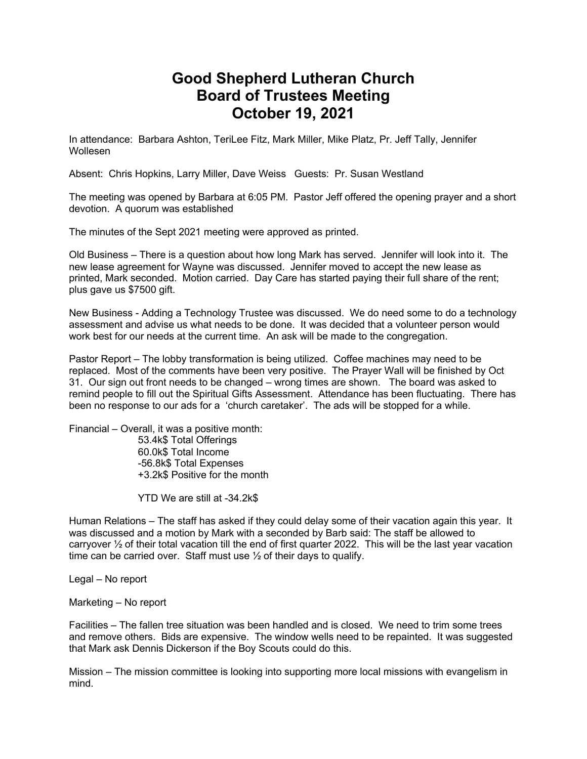# Good Shepherd Lutheran Church
# Board of Trustees Meeting
# October 19, 2021

In attendance: Barbara Ashton, TeriLee Fitz, Mark Miller, Mike Platz, Pr. Jeff Tally, Jennifer Wollesen

Absent: Chris Hopkins, Larry Miller, Dave Weiss Guests: Pr. Susan Westland

The meeting was opened by Barbara at 6:05 PM. Pastor Jeff offered the opening prayer and a short devotion. A quorum was established

The minutes of the Sept 2021 meeting were approved as printed.

Old Business – There is a question about how long Mark has served. Jennifer will look into it. The new lease agreement for Wayne was discussed. Jennifer moved to accept the new lease as printed, Mark seconded. Motion carried. Day Care has started paying their full share of the rent; plus gave us $7500 gift.

New Business - Adding a Technology Trustee was discussed. We do need some to do a technology assessment and advise us what needs to be done. It was decided that a volunteer person would work best for our needs at the current time. An ask will be made to the congregation.

Pastor Report – The lobby transformation is being utilized. Coffee machines may need to be replaced. Most of the comments have been very positive. The Prayer Wall will be finished by Oct 31. Our sign out front needs to be changed – wrong times are shown. The board was asked to remind people to fill out the Spiritual Gifts Assessment. Attendance has been fluctuating. There has been no response to our ads for a 'church caretaker'. The ads will be stopped for a while.

Financial – Overall, it was a positive month:

53.4k$ Total Offerings
60.0k$ Total Income
-56.8k$ Total Expenses
+3.2k$ Positive for the month

YTD We are still at -34.2k$

Human Relations – The staff has asked if they could delay some of their vacation again this year. It was discussed and a motion by Mark with a seconded by Barb said: The staff be allowed to carryover ½ of their total vacation till the end of first quarter 2022. This will be the last year vacation time can be carried over. Staff must use ½ of their days to qualify.

Legal – No report

Marketing – No report

Facilities – The fallen tree situation was been handled and is closed. We need to trim some trees and remove others. Bids are expensive. The window wells need to be repainted. It was suggested that Mark ask Dennis Dickerson if the Boy Scouts could do this.

Mission – The mission committee is looking into supporting more local missions with evangelism in mind.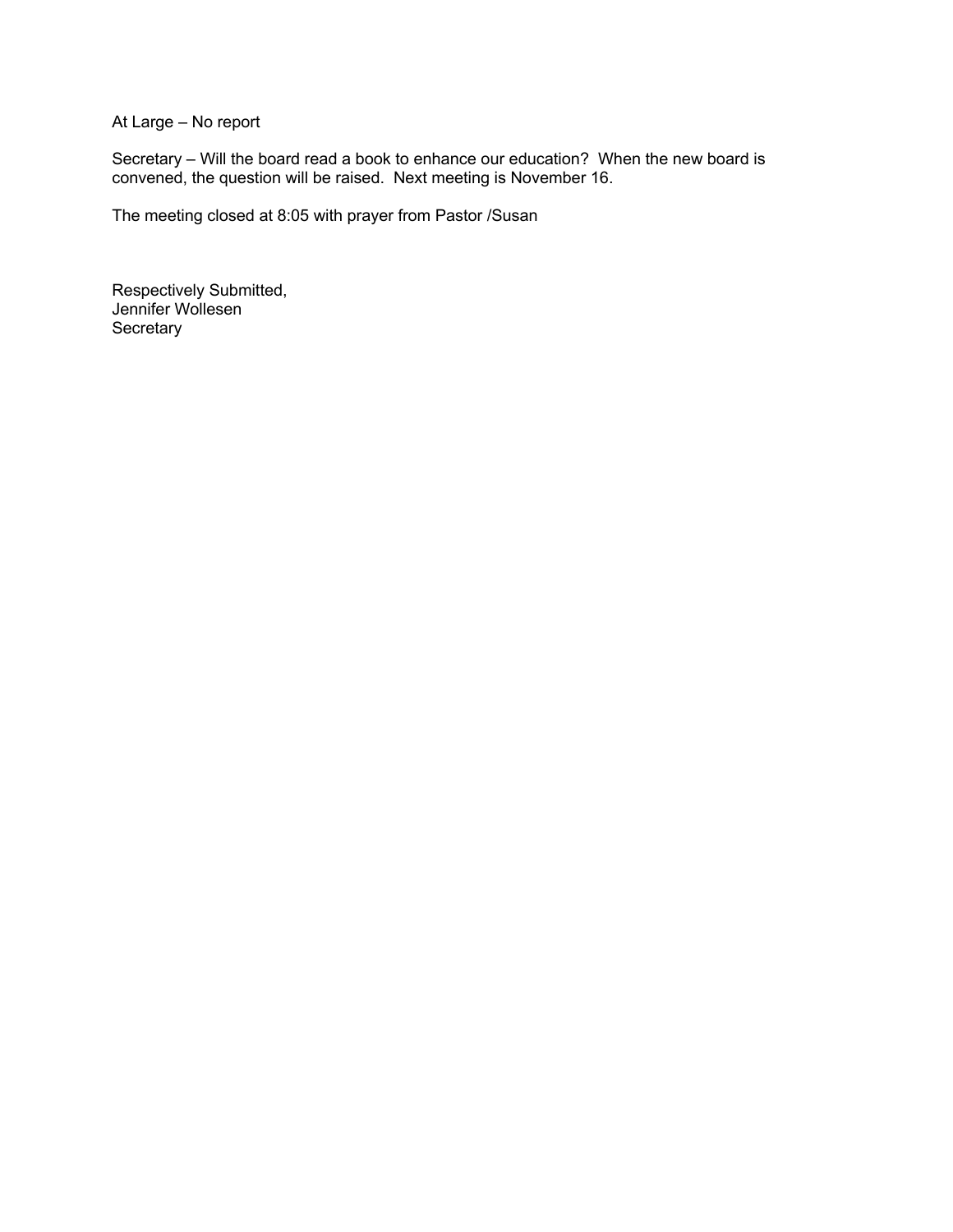At Large – No report

Secretary – Will the board read a book to enhance our education? When the new board is convened, the question will be raised. Next meeting is November 16.

The meeting closed at 8:05 with prayer from Pastor /Susan

Respectively Submitted,
Jennifer Wollesen
Secretary